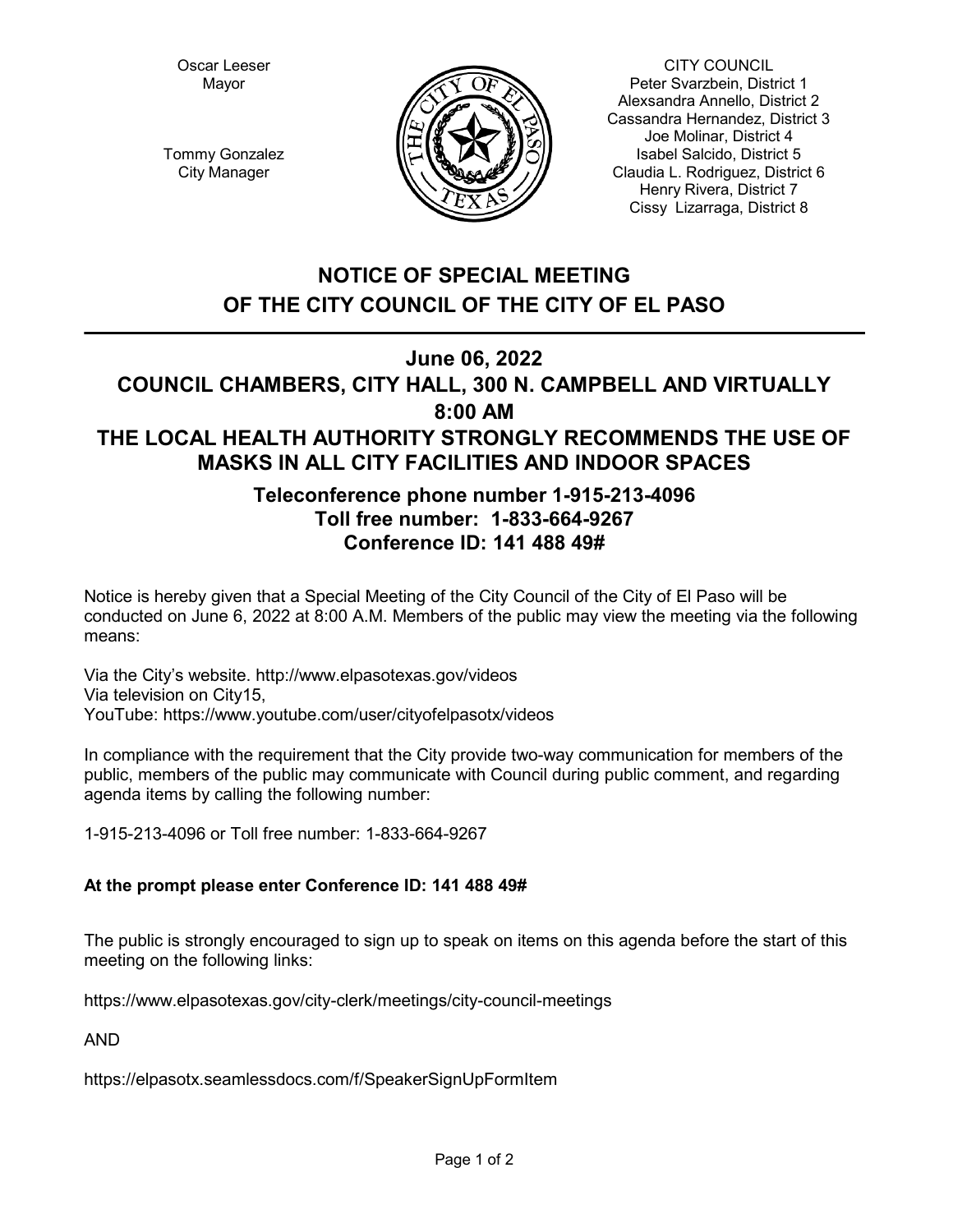Oscar Leeser
Mayor

Tommy Gonzalez
City Manager

CITY COUNCIL
Peter Svarzbein, District 1
Alexsandra Annello, District 2
Cassandra Hernandez, District 3
Joe Molinar, District 4
Isabel Salcido, District 5
Claudia L. Rodriguez, District 6
Henry Rivera, District 7
Cissy Lizarraga, District 8

# NOTICE OF SPECIAL MEETING OF THE CITY COUNCIL OF THE CITY OF EL PASO

## June 06, 2022
## COUNCIL CHAMBERS, CITY HALL, 300 N. CAMPBELL AND VIRTUALLY
## 8:00 AM
## THE LOCAL HEALTH AUTHORITY STRONGLY RECOMMENDS THE USE OF MASKS IN ALL CITY FACILITIES AND INDOOR SPACES

### Teleconference phone number 1-915-213-4096
### Toll free number: 1-833-664-9267
### Conference ID: 141 488 49#

Notice is hereby given that a Special Meeting of the City Council of the City of El Paso will be conducted on June 6, 2022 at 8:00 A.M. Members of the public may view the meeting via the following means:

Via the City's website. http://www.elpasotexas.gov/videos
Via television on City15,
YouTube: https://www.youtube.com/user/cityofelpasotx/videos

In compliance with the requirement that the City provide two-way communication for members of the public, members of the public may communicate with Council during public comment, and regarding agenda items by calling the following number:

1-915-213-4096 or Toll free number: 1-833-664-9267

**At the prompt please enter Conference ID: 141 488 49#**

The public is strongly encouraged to sign up to speak on items on this agenda before the start of this meeting on the following links:

https://www.elpasotexas.gov/city-clerk/meetings/city-council-meetings

AND

https://elpasotx.seamlessdocs.com/f/SpeakerSignUpFormItem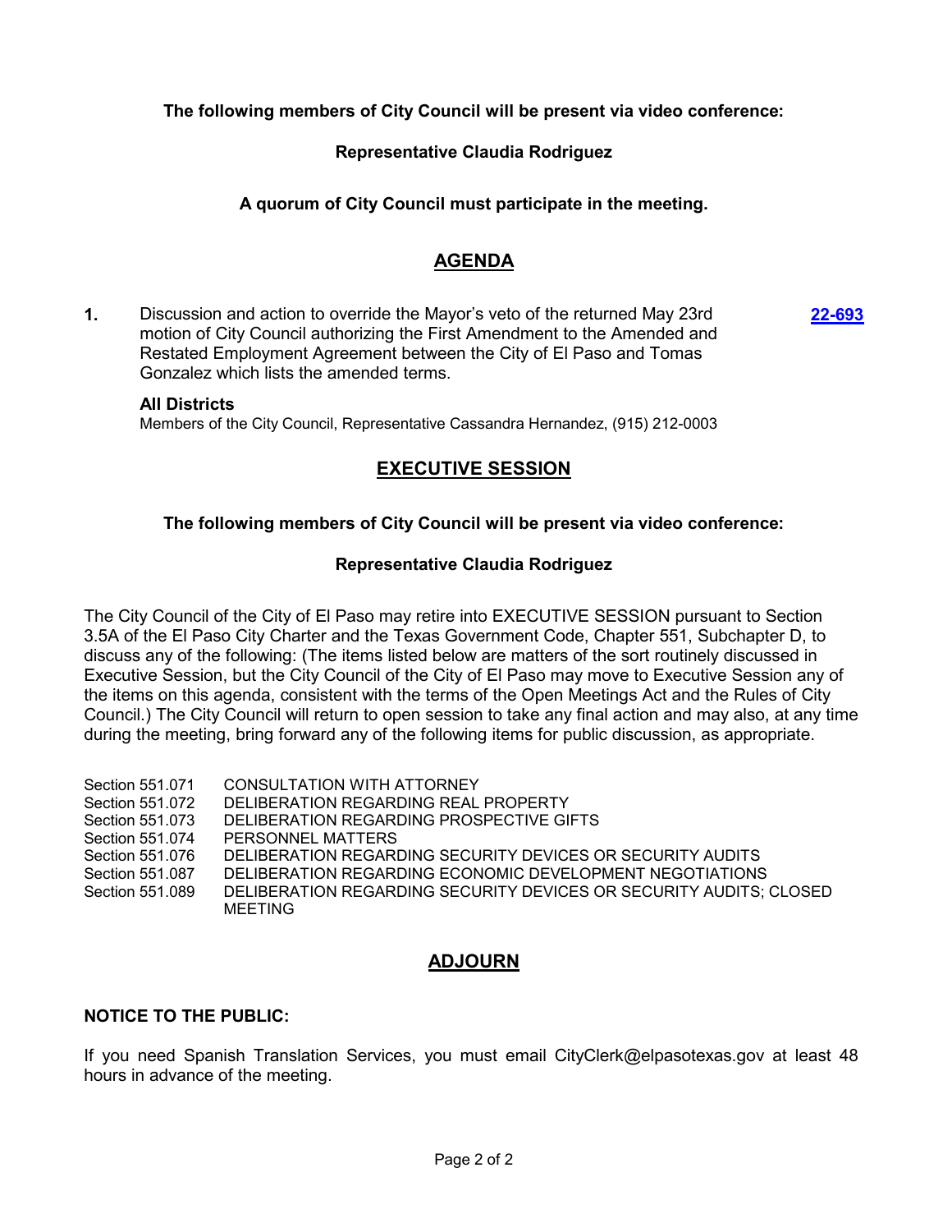**The following members of City Council will be present via video conference:**

**Representative Claudia Rodriguez**

**A quorum of City Council must participate in the meeting.**

## AGENDA

**1.** Discussion and action to override the Mayor's veto of the returned May 23rd motion of City Council authorizing the First Amendment to the Amended and Restated Employment Agreement between the City of El Paso and Tomas Gonzalez which lists the amended terms. **22-693**

**All Districts**
Members of the City Council, Representative Cassandra Hernandez, (915) 212-0003

## EXECUTIVE SESSION

**The following members of City Council will be present via video conference:**

**Representative Claudia Rodriguez**

The City Council of the City of El Paso may retire into EXECUTIVE SESSION pursuant to Section 3.5A of the El Paso City Charter and the Texas Government Code, Chapter 551, Subchapter D, to discuss any of the following: (The items listed below are matters of the sort routinely discussed in Executive Session, but the City Council of the City of El Paso may move to Executive Session any of the items on this agenda, consistent with the terms of the Open Meetings Act and the Rules of City Council.) The City Council will return to open session to take any final action and may also, at any time during the meeting, bring forward any of the following items for public discussion, as appropriate.

| | |
|---|---|
| Section 551.071 | CONSULTATION WITH ATTORNEY |
| Section 551.072 | DELIBERATION REGARDING REAL PROPERTY |
| Section 551.073 | DELIBERATION REGARDING PROSPECTIVE GIFTS |
| Section 551.074 | PERSONNEL MATTERS |
| Section 551.076 | DELIBERATION REGARDING SECURITY DEVICES OR SECURITY AUDITS |
| Section 551.087 | DELIBERATION REGARDING ECONOMIC DEVELOPMENT NEGOTIATIONS |
| Section 551.089 | DELIBERATION REGARDING SECURITY DEVICES OR SECURITY AUDITS; CLOSED MEETING |

## ADJOURN

**NOTICE TO THE PUBLIC:**

If you need Spanish Translation Services, you must email CityClerk@elpasotexas.gov at least 48 hours in advance of the meeting.